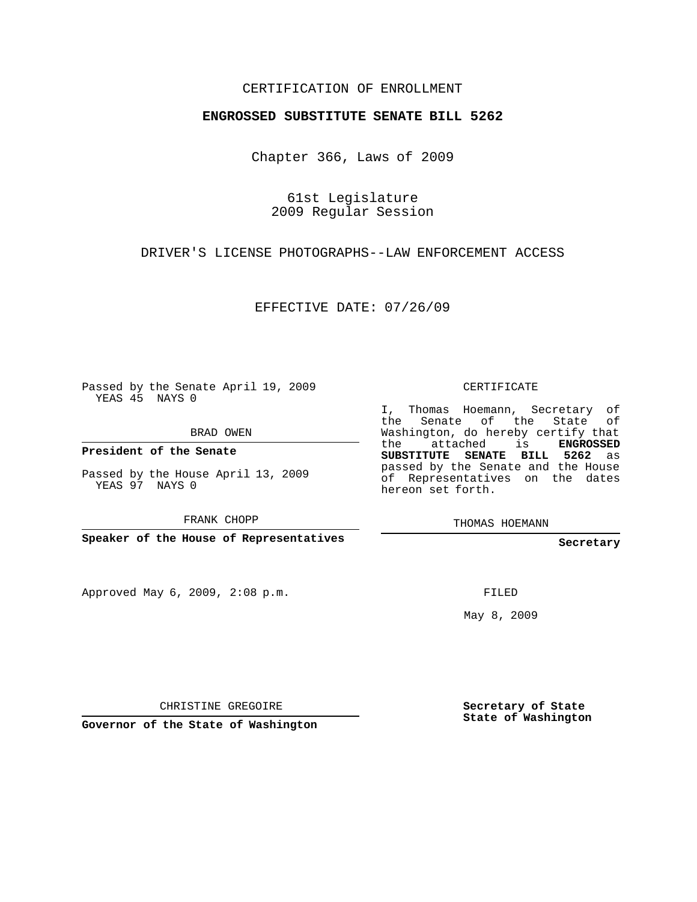CERTIFICATION OF ENROLLMENT

**ENGROSSED SUBSTITUTE SENATE BILL 5262**

Chapter 366, Laws of 2009

61st Legislature
2009 Regular Session

DRIVER'S LICENSE PHOTOGRAPHS--LAW ENFORCEMENT ACCESS

EFFECTIVE DATE: 07/26/09

Passed by the Senate April 19, 2009
YEAS 45 NAYS 0

BRAD OWEN

**President of the Senate**

Passed by the House April 13, 2009
YEAS 97 NAYS 0

FRANK CHOPP

**Speaker of the House of Representatives**

Approved May 6, 2009, 2:08 p.m.

CHRISTINE GREGOIRE

**Governor of the State of Washington**

CERTIFICATE

I, Thomas Hoemann, Secretary of the Senate of the State of Washington, do hereby certify that the attached is **ENGROSSED SUBSTITUTE SENATE BILL 5262** as passed by the Senate and the House of Representatives on the dates hereon set forth.

THOMAS HOEMANN

**Secretary**

FILED

May 8, 2009

**Secretary of State**
**State of Washington**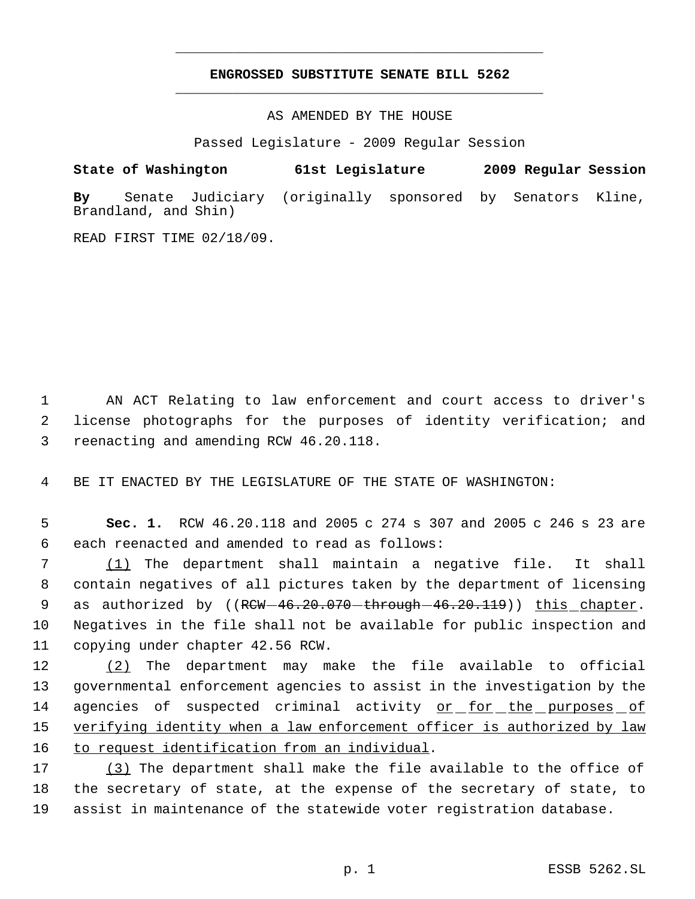# ENGROSSED SUBSTITUTE SENATE BILL 5262

AS AMENDED BY THE HOUSE

Passed Legislature - 2009 Regular Session

**State of Washington 61st Legislature 2009 Regular Session**

**By** Senate Judiciary (originally sponsored by Senators Kline, Brandland, and Shin)

READ FIRST TIME 02/18/09.

1 AN ACT Relating to law enforcement and court access to driver's
2 license photographs for the purposes of identity verification; and
3 reenacting and amending RCW 46.20.118.

4 BE IT ENACTED BY THE LEGISLATURE OF THE STATE OF WASHINGTON:

5 **Sec. 1.** RCW 46.20.118 and 2005 c 274 s 307 and 2005 c 246 s 23 are
6 each reenacted and amended to read as follows:

7 <u>(1)</u> The department shall maintain a negative file. It shall
8 contain negatives of all pictures taken by the department of licensing
9 as authorized by ((~~RCW 46.20.070 through 46.20.119~~)) <u>this chapter</u>.
10 Negatives in the file shall not be available for public inspection and
11 copying under chapter 42.56 RCW.

12 <u>(2)</u> The department may make the file available to official
13 governmental enforcement agencies to assist in the investigation by the
14 agencies of suspected criminal activity <u>or for the purposes of</u>
15 <u>verifying identity when a law enforcement officer is authorized by law</u>
16 <u>to request identification from an individual</u>.

17 <u>(3)</u> The department shall make the file available to the office of
18 the secretary of state, at the expense of the secretary of state, to
19 assist in maintenance of the statewide voter registration database.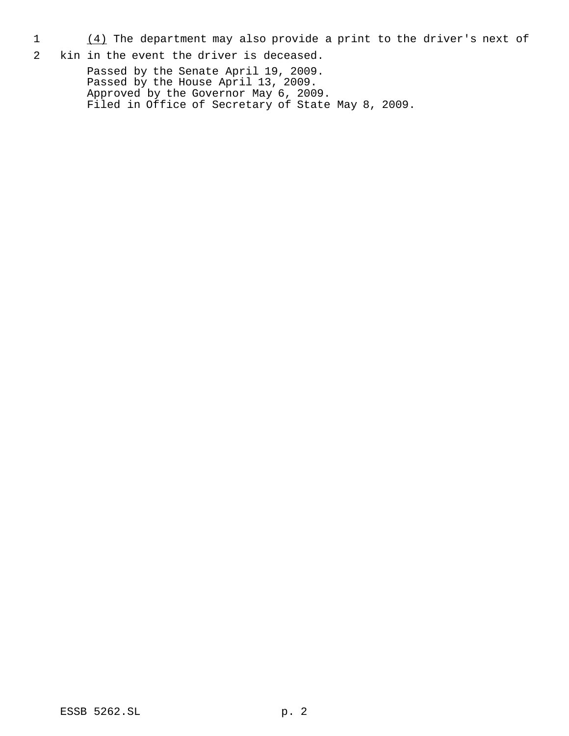(4) The department may also provide a print to the driver's next of kin in the event the driver is deceased.

Passed by the Senate April 19, 2009.
Passed by the House April 13, 2009.
Approved by the Governor May 6, 2009.
Filed in Office of Secretary of State May 8, 2009.